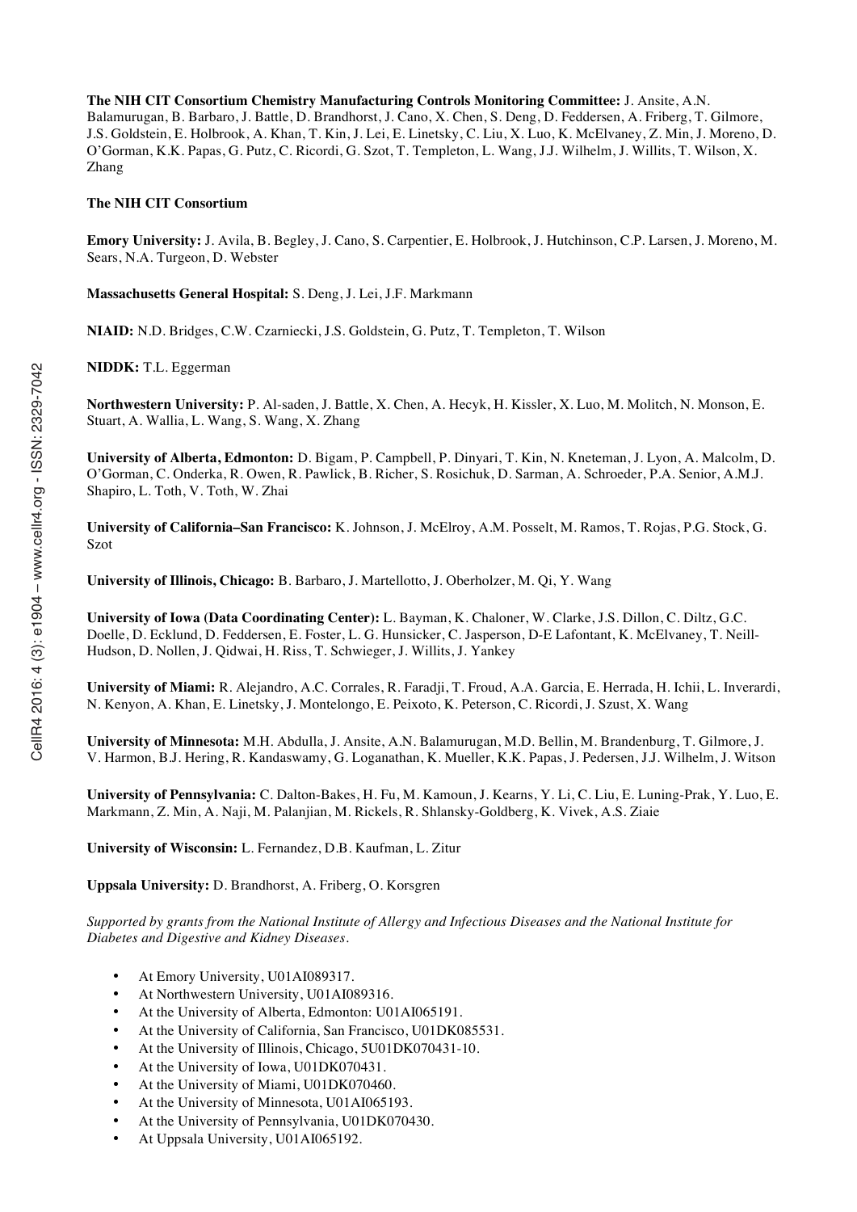**The NIH CIT Consortium Chemistry Manufacturing Controls Monitoring Committee:** J. Ansite, A.N. Balamurugan, B. Barbaro, J. Battle, D. Brandhorst, J. Cano, X. Chen, S. Deng, D. Feddersen, A. Friberg, T. Gilmore, J.S. Goldstein, E. Holbrook, A. Khan, T. Kin, J. Lei, E. Linetsky, C. Liu, X. Luo, K. McElvaney, Z. Min, J. Moreno, D. O'Gorman, K.K. Papas, G. Putz, C. Ricordi, G. Szot, T. Templeton, L. Wang, J.J. Wilhelm, J. Willits, T. Wilson, X. Zhang

**The NIH CIT Consortium**

**Emory University:** J. Avila, B. Begley, J. Cano, S. Carpentier, E. Holbrook, J. Hutchinson, C.P. Larsen, J. Moreno, M. Sears, N.A. Turgeon, D. Webster

**Massachusetts General Hospital:** S. Deng, J. Lei, J.F. Markmann

**NIAID:** N.D. Bridges, C.W. Czarniecki, J.S. Goldstein, G. Putz, T. Templeton, T. Wilson

**NIDDK:** T.L. Eggerman

**Northwestern University:** P. Al-saden, J. Battle, X. Chen, A. Hecyk, H. Kissler, X. Luo, M. Molitch, N. Monson, E. Stuart, A. Wallia, L. Wang, S. Wang, X. Zhang

**University of Alberta, Edmonton:** D. Bigam, P. Campbell, P. Dinyari, T. Kin, N. Kneteman, J. Lyon, A. Malcolm, D. O'Gorman, C. Onderka, R. Owen, R. Pawlick, B. Richer, S. Rosichuk, D. Sarman, A. Schroeder, P.A. Senior, A.M.J. Shapiro, L. Toth, V. Toth, W. Zhai

**University of California–San Francisco:** K. Johnson, J. McElroy, A.M. Posselt, M. Ramos, T. Rojas, P.G. Stock, G. Szot

**University of Illinois, Chicago:** B. Barbaro, J. Martellotto, J. Oberholzer, M. Qi, Y. Wang

**University of Iowa (Data Coordinating Center):** L. Bayman, K. Chaloner, W. Clarke, J.S. Dillon, C. Diltz, G.C. Doelle, D. Ecklund, D. Feddersen, E. Foster, L. G. Hunsicker, C. Jasperson, D-E Lafontant, K. McElvaney, T. Neill-Hudson, D. Nollen, J. Qidwai, H. Riss, T. Schwieger, J. Willits, J. Yankey

**University of Miami:** R. Alejandro, A.C. Corrales, R. Faradji, T. Froud, A.A. Garcia, E. Herrada, H. Ichii, L. Inverardi, N. Kenyon, A. Khan, E. Linetsky, J. Montelongo, E. Peixoto, K. Peterson, C. Ricordi, J. Szust, X. Wang

**University of Minnesota:** M.H. Abdulla, J. Ansite, A.N. Balamurugan, M.D. Bellin, M. Brandenburg, T. Gilmore, J. V. Harmon, B.J. Hering, R. Kandaswamy, G. Loganathan, K. Mueller, K.K. Papas, J. Pedersen, J.J. Wilhelm, J. Witson

**University of Pennsylvania:** C. Dalton-Bakes, H. Fu, M. Kamoun, J. Kearns, Y. Li, C. Liu, E. Luning-Prak, Y. Luo, E. Markmann, Z. Min, A. Naji, M. Palanjian, M. Rickels, R. Shlansky-Goldberg, K. Vivek, A.S. Ziaie

**University of Wisconsin:** L. Fernandez, D.B. Kaufman, L. Zitur

**Uppsala University:** D. Brandhorst, A. Friberg, O. Korsgren

*Supported by grants from the National Institute of Allergy and Infectious Diseases and the National Institute for Diabetes and Digestive and Kidney Diseases.*

- At Emory University, U01AI089317.
- At Northwestern University, U01AI089316.
- At the University of Alberta, Edmonton: U01AI065191.
- At the University of California, San Francisco, U01DK085531.
- At the University of Illinois, Chicago, 5U01DK070431-10.
- At the University of Iowa, U01DK070431.
- At the University of Miami, U01DK070460.
- At the University of Minnesota, U01AI065193.
- At the University of Pennsylvania, U01DK070430.
- At Uppsala University, U01AI065192.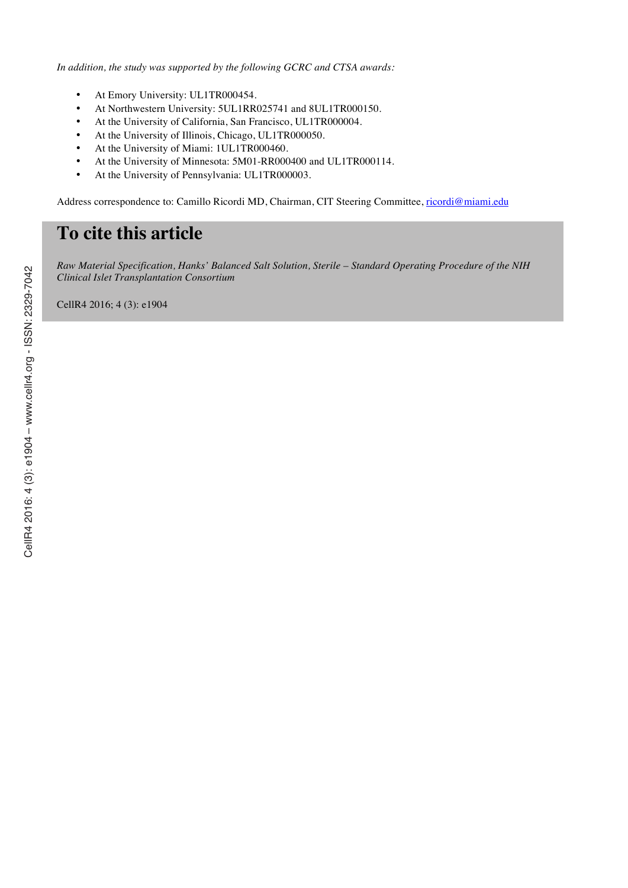*In addition, the study was supported by the following GCRC and CTSA awards:*

- At Emory University: UL1TR000454.
- At Northwestern University: 5UL1RR025741 and 8UL1TR000150.
- At the University of California, San Francisco, UL1TR000004.
- At the University of Illinois, Chicago, UL1TR000050.
- At the University of Miami: 1UL1TR000460.
- At the University of Minnesota: 5M01-RR000400 and UL1TR000114.
- At the University of Pennsylvania: UL1TR000003.

Address correspondence to: Camillo Ricordi MD, Chairman, CIT Steering Committee, ricordi@miami.edu

# To cite this article

*Raw Material Specification, Hanks' Balanced Salt Solution, Sterile – Standard Operating Procedure of the NIH Clinical Islet Transplantation Consortium*

CellR4 2016; 4 (3): e1904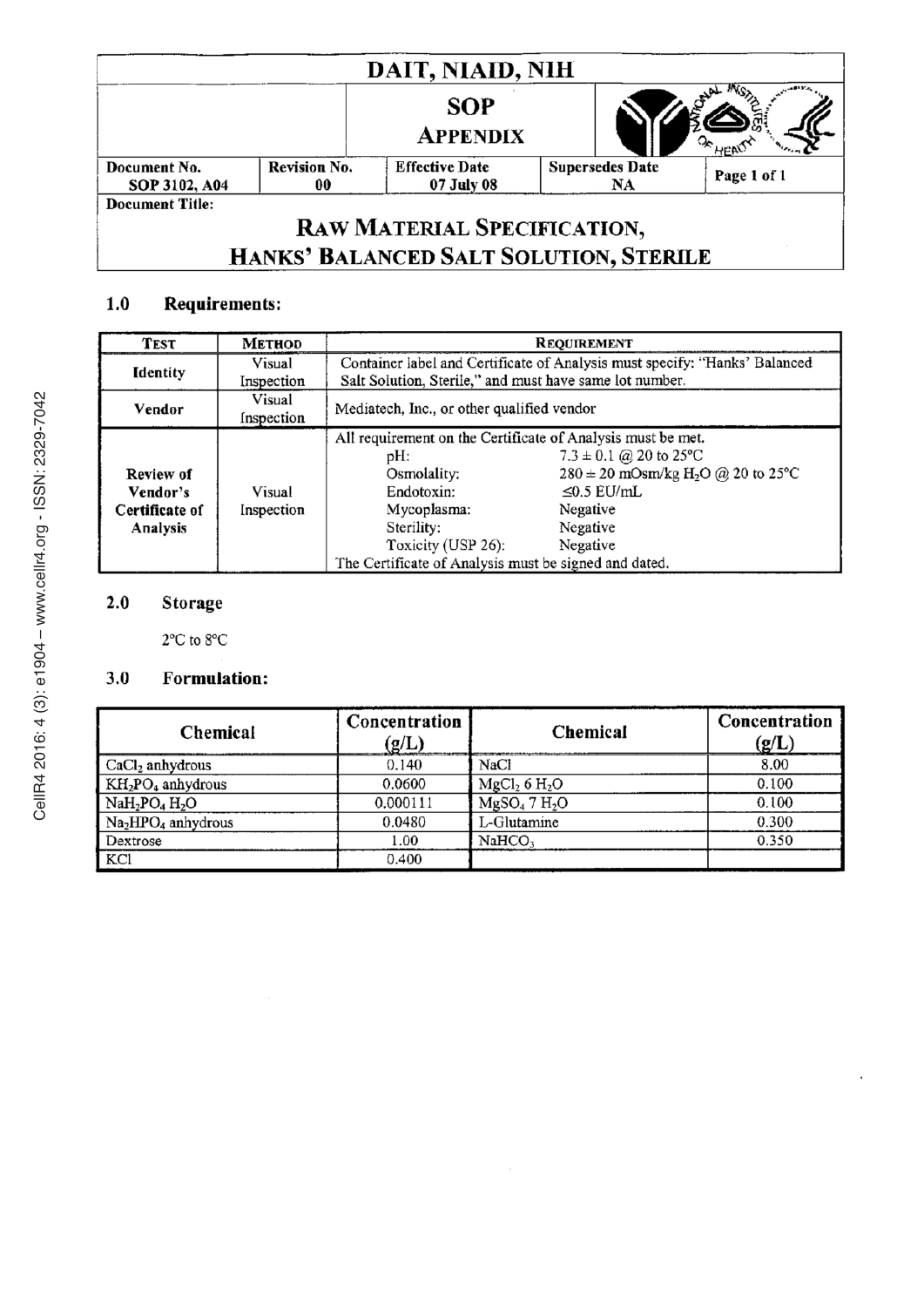| DAIT, NIAID, NIH | | | | |
|---|---|---|---|---|
| | | SOP APPENDIX | | |
| Document No. SOP 3102, A04 | Revision No. 00 | Effective Date 07 July 08 | Supersedes Date NA | Page 1 of 1 |
| Document Title: RAW MATERIAL SPECIFICATION, HANKS' BALANCED SALT SOLUTION, STERILE | | | | |

## 1.0 Requirements:

| TEST | METHOD | REQUIREMENT |
|---|---|---|
| Identity | Visual Inspection | Container label and Certificate of Analysis must specify: "Hanks' Balanced Salt Solution, Sterile," and must have same lot number. |
| Vendor | Visual Inspection | Mediatech, Inc., or other qualified vendor |
| Review of Vendor's Certificate of Analysis | Visual Inspection | All requirement on the Certificate of Analysis must be met.<br>pH: 7.3 ± 0.1 @ 20 to 25°C<br>Osmolality: 280 ± 20 mOsm/kg $H_2O$ @ 20 to 25°C<br>Endotoxin: ≤0.5 EU/mL<br>Mycoplasma: Negative<br>Sterility: Negative<br>Toxicity (USP 26): Negative<br>The Certificate of Analysis must be signed and dated. |

## 2.0 Storage

2°C to 8°C

## 3.0 Formulation:

| Chemical | Concentration (g/L) | Chemical | Concentration (g/L) |
|---|---|---|---|
| $CaCl_2$ anhydrous | 0.140 | NaCl | 8.00 |
| $KH_2PO_4$ anhydrous | 0.0600 | $MgCl_2$ 6 $H_2O$ | 0.100 |
| $NaH_2PO_4$ $H_2O$ | 0.000111 | $MgSO_4$ 7 $H_2O$ | 0.100 |
| $Na_2HPO_4$ anhydrous | 0.0480 | L-Glutamine | 0.300 |
| Dextrose | 1.00 | $NaHCO_3$ | 0.350 |
| KCl | 0.400 | | |